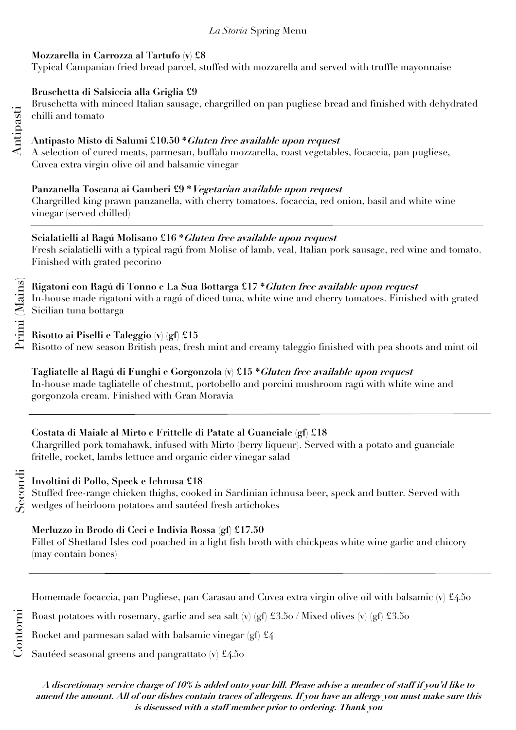# *La Storia* Spring Menu

## Antipasti

**Mozzarella in Carrozza al Tartufo (v) £8**
Typical Campanian fried bread parcel, stuffed with mozzarella and served with truffle mayonnaise

**Bruschetta di Salsiccia alla Griglia £9**
Bruschetta with minced Italian sausage, chargrilled on pan pugliese bread and finished with dehydrated chilli and tomato

**Antipasto Misto di Salumi £10.50 *Gluten free available upon request***
A selection of cured meats, parmesan, buffalo mozzarella, roast vegetables, focaccia, pan pugliese, Cuvea extra virgin olive oil and balsamic vinegar

**Panzanella Toscana ai Gamberi £9 *Vegetarian available upon request***
Chargrilled king prawn panzanella, with cherry tomatoes, focaccia, red onion, basil and white wine vinegar (served chilled)

## Primi (Mains)

**Scialatielli al Ragú Molisano £16 *Gluten free available upon request***
Fresh scialatielli with a typical ragú from Molise of lamb, veal, Italian pork sausage, red wine and tomato. Finished with grated pecorino

**Rigatoni con Ragú di Tonno e La Sua Bottarga £17 *Gluten free available upon request***
In-house made rigatoni with a ragú of diced tuna, white wine and cherry tomatoes. Finished with grated Sicilian tuna bottarga

**Risotto ai Piselli e Taleggio (v) (gf) £15**
Risotto of new season British peas, fresh mint and creamy taleggio finished with pea shoots and mint oil

**Tagliatelle al Ragú di Funghi e Gorgonzola (v) £15 *Gluten free available upon request***
In-house made tagliatelle of chestnut, portobello and porcini mushroom ragú with white wine and gorgonzola cream. Finished with Gran Moravia

## Secondi

**Costata di Maiale al Mirto e Frittelle di Patate al Guanciale (gf) £18**
Chargrilled pork tomahawk, infused with Mirto (berry liqueur). Served with a potato and guanciale fritelle, rocket, lambs lettuce and organic cider vinegar salad

**Involtini di Pollo, Speck e Ichnusa £18**
Stuffed free-range chicken thighs, cooked in Sardinian ichnusa beer, speck and butter. Served with wedges of heirloom potatoes and sautéed fresh artichokes

**Merluzzo in Brodo di Ceci e Indivia Rossa (gf) £17.50**
Fillet of Shetland Isles cod poached in a light fish broth with chickpeas white wine garlic and chicory (may contain bones)

## Contorni

Homemade focaccia, pan Pugliese, pan Carasau and Cuvea extra virgin olive oil with balsamic (v) £4.5o

Roast potatoes with rosemary, garlic and sea salt (v) (gf) £3.5o / Mixed olives (v) (gf) £3.5o

Rocket and parmesan salad with balsamic vinegar (gf) £4

Sautéed seasonal greens and pangrattato (v) £4.5o

***A discretionary service charge of 10% is added onto your bill. Please advise a member of staff if you'd like to amend the amount. All of our dishes contain traces of allergens. If you have an allergy you must make sure this is discussed with a staff member prior to ordering. Thank you***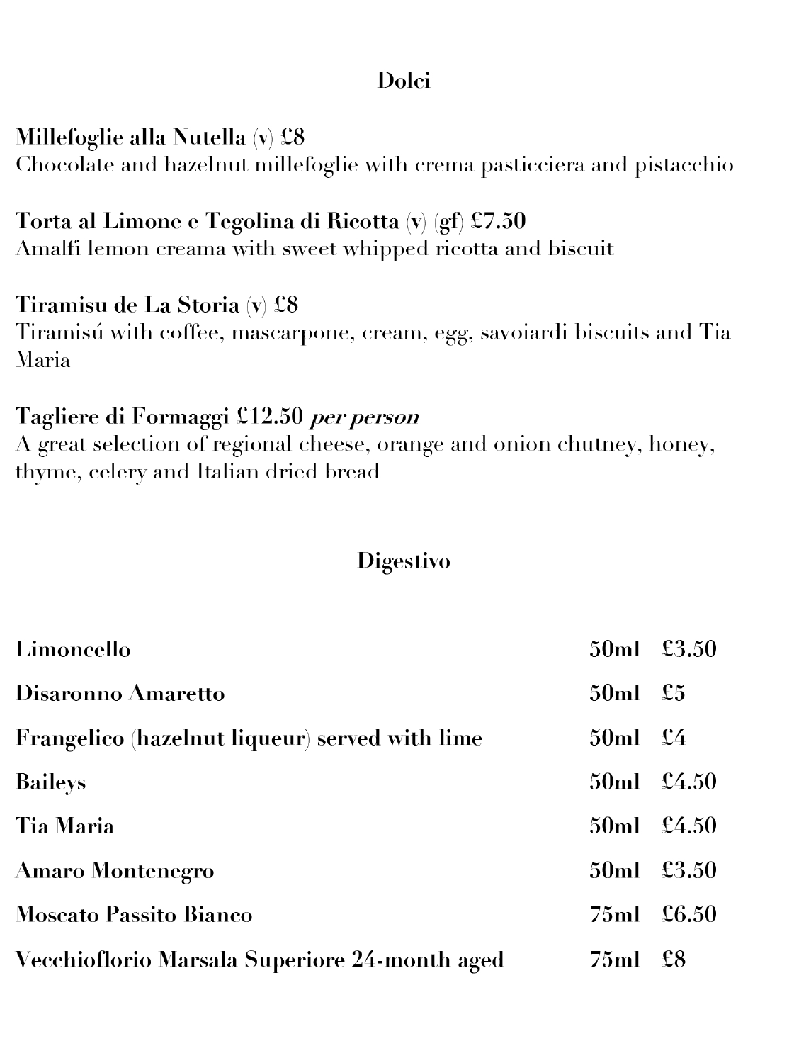## Dolci

**Millefoglie alla Nutella (v) £8**
Chocolate and hazelnut millefoglie with crema pasticciera and pistacchio

**Torta al Limone e Tegolina di Ricotta (v) (gf) £7.50**
Amalfi lemon creama with sweet whipped ricotta and biscuit

**Tiramisu de La Storia (v) £8**
Tiramisú with coffee, mascarpone, cream, egg, savoiardi biscuits and Tia Maria

**Tagliere di Formaggi £12.50** ***per person***
A great selection of regional cheese, orange and onion chutney, honey, thyme, celery and Italian dried bread

## Digestivo

| | | |
|---|---|---|
| **Limoncello** | **50ml** | **£3.50** |
| **Disaronno Amaretto** | **50ml** | **£5** |
| **Frangelico (hazelnut liqueur) served with lime** | **50ml** | **£4** |
| **Baileys** | **50ml** | **£4.50** |
| **Tia Maria** | **50ml** | **£4.50** |
| **Amaro Montenegro** | **50ml** | **£3.50** |
| **Moscato Passito Bianco** | **75ml** | **£6.50** |
| **Vecchioflorio Marsala Superiore 24-month aged** | **75ml** | **£8** |